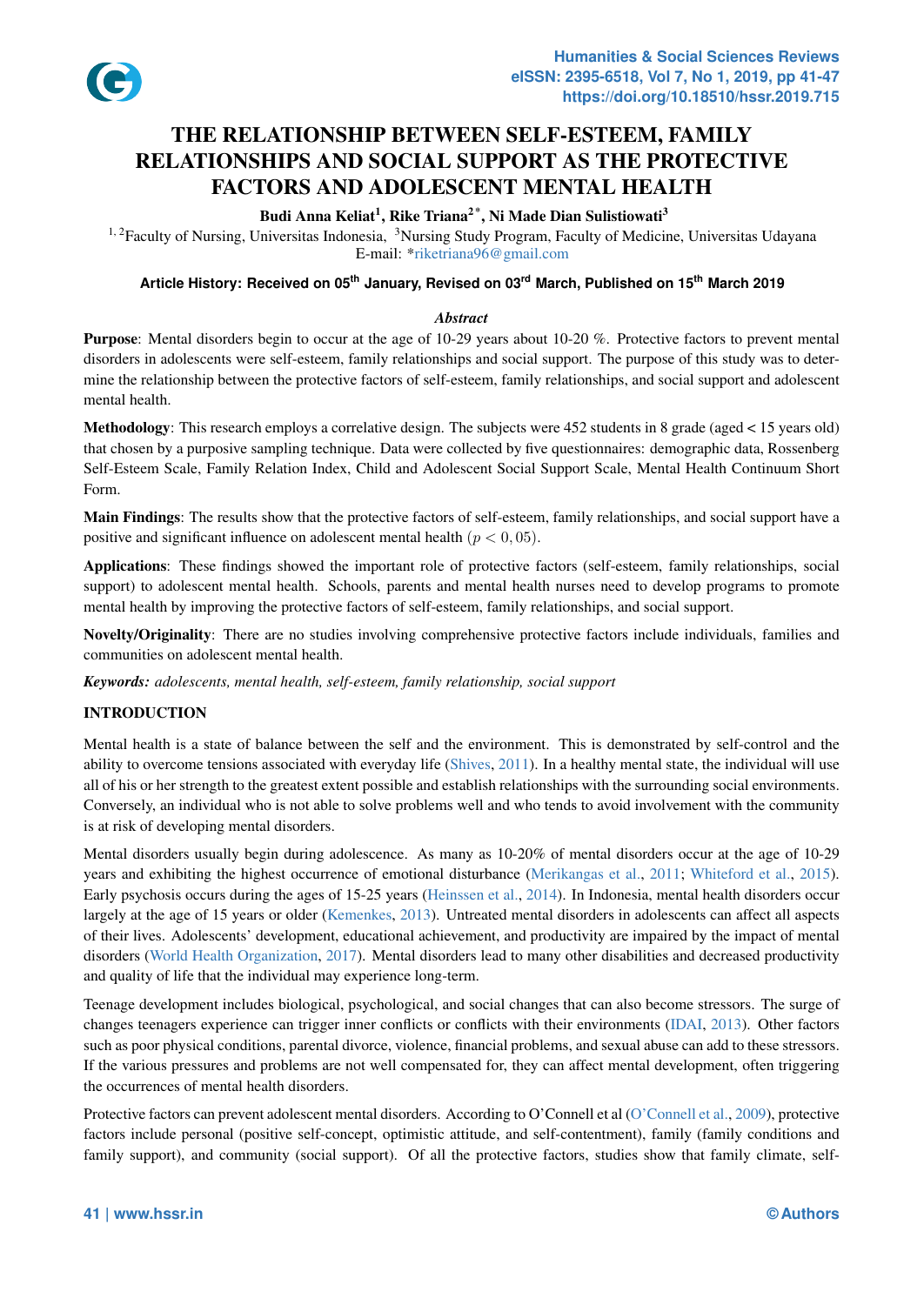# THE RELATIONSHIP BETWEEN SELF-ESTEEM, FAMILY RELATIONSHIPS AND SOCIAL SUPPORT AS THE PROTECTIVE FACTORS AND ADOLESCENT MENTAL HEALTH

**Budi Anna Keliat[1], Rike Triana[2*], Ni Made Dian Sulistiowati[3]**

[1, 2]Faculty of Nursing, Universitas Indonesia, [3]Nursing Study Program, Faculty of Medicine, Universitas Udayana
E-mail: *riketriana96@gmail.com

**Article History: Received on 05th January, Revised on 03rd March, Published on 15th March 2019**

### *Abstract*

**Purpose**: Mental disorders begin to occur at the age of 10-29 years about 10-20 %. Protective factors to prevent mental disorders in adolescents were self-esteem, family relationships and social support. The purpose of this study was to determine the relationship between the protective factors of self-esteem, family relationships, and social support and adolescent mental health.

**Methodology**: This research employs a correlative design. The subjects were 452 students in 8 grade (aged < 15 years old) that chosen by a purposive sampling technique. Data were collected by five questionnaires: demographic data, Rossenberg Self-Esteem Scale, Family Relation Index, Child and Adolescent Social Support Scale, Mental Health Continuum Short Form.

**Main Findings**: The results show that the protective factors of self-esteem, family relationships, and social support have a positive and significant influence on adolescent mental health ($p < 0,05$).

**Applications**: These findings showed the important role of protective factors (self-esteem, family relationships, social support) to adolescent mental health. Schools, parents and mental health nurses need to develop programs to promote mental health by improving the protective factors of self-esteem, family relationships, and social support.

**Novelty/Originality**: There are no studies involving comprehensive protective factors include individuals, families and communities on adolescent mental health.

***Keywords:*** *adolescents, mental health, self-esteem, family relationship, social support*

## INTRODUCTION

Mental health is a state of balance between the self and the environment. This is demonstrated by self-control and the ability to overcome tensions associated with everyday life (Shives, 2011). In a healthy mental state, the individual will use all of his or her strength to the greatest extent possible and establish relationships with the surrounding social environments. Conversely, an individual who is not able to solve problems well and who tends to avoid involvement with the community is at risk of developing mental disorders.

Mental disorders usually begin during adolescence. As many as 10-20% of mental disorders occur at the age of 10-29 years and exhibiting the highest occurrence of emotional disturbance (Merikangas et al., 2011; Whiteford et al., 2015). Early psychosis occurs during the ages of 15-25 years (Heinssen et al., 2014). In Indonesia, mental health disorders occur largely at the age of 15 years or older (Kemenkes, 2013). Untreated mental disorders in adolescents can affect all aspects of their lives. Adolescents' development, educational achievement, and productivity are impaired by the impact of mental disorders (World Health Organization, 2017). Mental disorders lead to many other disabilities and decreased productivity and quality of life that the individual may experience long-term.

Teenage development includes biological, psychological, and social changes that can also become stressors. The surge of changes teenagers experience can trigger inner conflicts or conflicts with their environments (IDAI, 2013). Other factors such as poor physical conditions, parental divorce, violence, financial problems, and sexual abuse can add to these stressors. If the various pressures and problems are not well compensated for, they can affect mental development, often triggering the occurrences of mental health disorders.

Protective factors can prevent adolescent mental disorders. According to O'Connell et al (O'Connell et al., 2009), protective factors include personal (positive self-concept, optimistic attitude, and self-contentment), family (family conditions and family support), and community (social support). Of all the protective factors, studies show that family climate, self-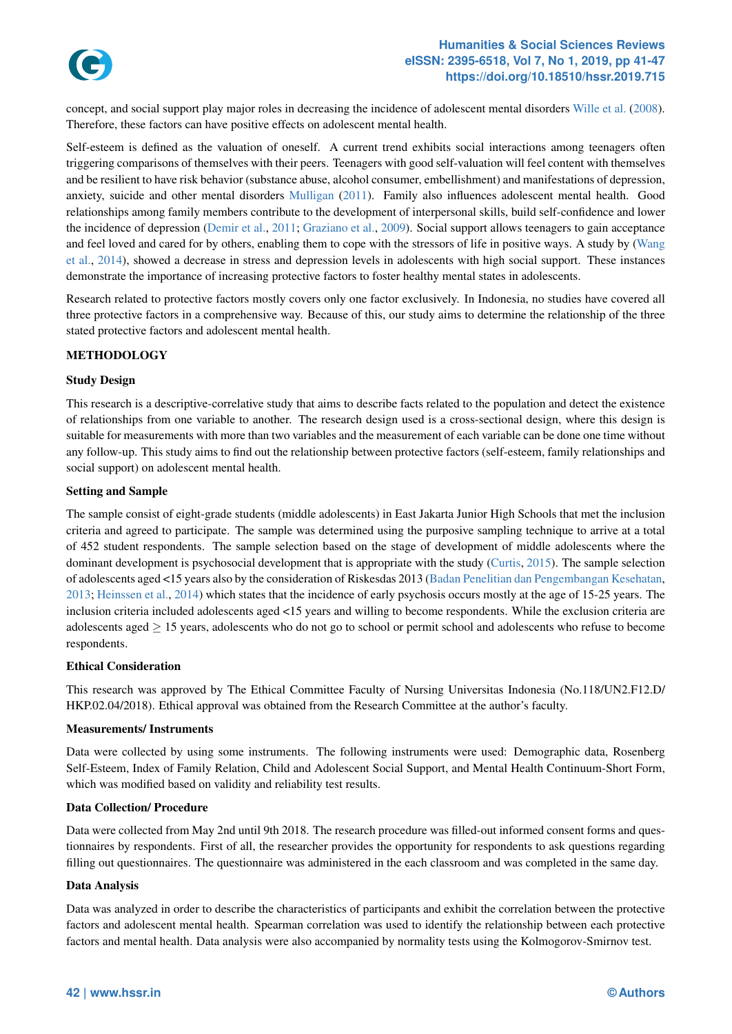concept, and social support play major roles in decreasing the incidence of adolescent mental disorders Wille et al. (2008). Therefore, these factors can have positive effects on adolescent mental health.

Self-esteem is defined as the valuation of oneself. A current trend exhibits social interactions among teenagers often triggering comparisons of themselves with their peers. Teenagers with good self-valuation will feel content with themselves and be resilient to have risk behavior (substance abuse, alcohol consumer, embellishment) and manifestations of depression, anxiety, suicide and other mental disorders Mulligan (2011). Family also influences adolescent mental health. Good relationships among family members contribute to the development of interpersonal skills, build self-confidence and lower the incidence of depression (Demir et al., 2011; Graziano et al., 2009). Social support allows teenagers to gain acceptance and feel loved and cared for by others, enabling them to cope with the stressors of life in positive ways. A study by (Wang et al., 2014), showed a decrease in stress and depression levels in adolescents with high social support. These instances demonstrate the importance of increasing protective factors to foster healthy mental states in adolescents.

Research related to protective factors mostly covers only one factor exclusively. In Indonesia, no studies have covered all three protective factors in a comprehensive way. Because of this, our study aims to determine the relationship of the three stated protective factors and adolescent mental health.

## METHODOLOGY

### Study Design

This research is a descriptive-correlative study that aims to describe facts related to the population and detect the existence of relationships from one variable to another. The research design used is a cross-sectional design, where this design is suitable for measurements with more than two variables and the measurement of each variable can be done one time without any follow-up. This study aims to find out the relationship between protective factors (self-esteem, family relationships and social support) on adolescent mental health.

### Setting and Sample

The sample consist of eight-grade students (middle adolescents) in East Jakarta Junior High Schools that met the inclusion criteria and agreed to participate. The sample was determined using the purposive sampling technique to arrive at a total of 452 student respondents. The sample selection based on the stage of development of middle adolescents where the dominant development is psychosocial development that is appropriate with the study (Curtis, 2015). The sample selection of adolescents aged <15 years also by the consideration of Riskesdas 2013 (Badan Penelitian dan Pengembangan Kesehatan, 2013; Heinssen et al., 2014) which states that the incidence of early psychosis occurs mostly at the age of 15-25 years. The inclusion criteria included adolescents aged <15 years and willing to become respondents. While the exclusion criteria are adolescents aged $\geq$ 15 years, adolescents who do not go to school or permit school and adolescents who refuse to become respondents.

### Ethical Consideration

This research was approved by The Ethical Committee Faculty of Nursing Universitas Indonesia (No.118/UN2.F12.D/HKP.02.04/2018). Ethical approval was obtained from the Research Committee at the author's faculty.

### Measurements/ Instruments

Data were collected by using some instruments. The following instruments were used: Demographic data, Rosenberg Self-Esteem, Index of Family Relation, Child and Adolescent Social Support, and Mental Health Continuum-Short Form, which was modified based on validity and reliability test results.

### Data Collection/ Procedure

Data were collected from May 2nd until 9th 2018. The research procedure was filled-out informed consent forms and questionnaires by respondents. First of all, the researcher provides the opportunity for respondents to ask questions regarding filling out questionnaires. The questionnaire was administered in the each classroom and was completed in the same day.

### Data Analysis

Data was analyzed in order to describe the characteristics of participants and exhibit the correlation between the protective factors and adolescent mental health. Spearman correlation was used to identify the relationship between each protective factors and mental health. Data analysis were also accompanied by normality tests using the Kolmogorov-Smirnov test.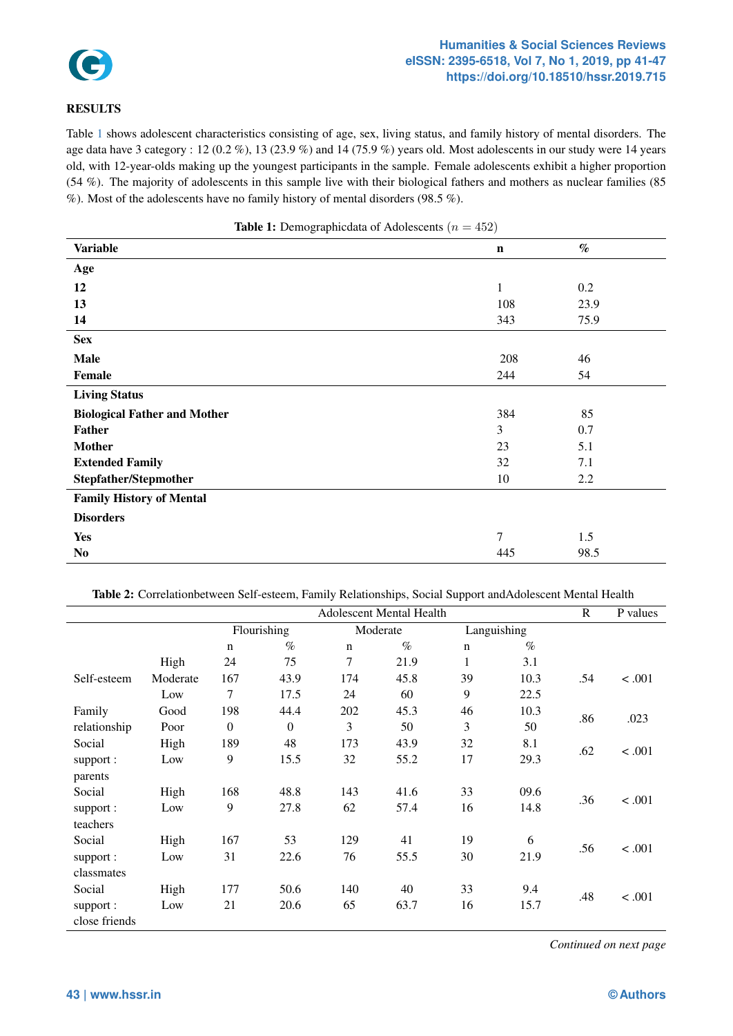## RESULTS

Table 1 shows adolescent characteristics consisting of age, sex, living status, and family history of mental disorders. The age data have 3 category : 12 (0.2 %), 13 (23.9 %) and 14 (75.9 %) years old. Most adolescents in our study were 14 years old, with 12-year-olds making up the youngest participants in the sample. Female adolescents exhibit a higher proportion (54 %). The majority of adolescents in this sample live with their biological fathers and mothers as nuclear families (85 %). Most of the adolescents have no family history of mental disorders (98.5 %).

**Table 1:** Demographicdata of Adolescents ($n = 452$)

| Variable | n | % |
|---|---|---|
| **Age** | | |
| **12** | 1 | 0.2 |
| **13** | 108 | 23.9 |
| **14** | 343 | 75.9 |
| **Sex** | | |
| **Male** | 208 | 46 |
| **Female** | 244 | 54 |
| **Living Status** | | |
| **Biological Father and Mother** | 384 | 85 |
| **Father** | 3 | 0.7 |
| **Mother** | 23 | 5.1 |
| **Extended Family** | 32 | 7.1 |
| **Stepfather/Stepmother** | 10 | 2.2 |
| **Family History of Mental Disorders** | | |
| **Yes** | 7 | 1.5 |
| **No** | 445 | 98.5 |

**Table 2:** Correlationbetween Self-esteem, Family Relationships, Social Support andAdolescent Mental Health

| | | Adolescent Mental Health | | | | | | R | P values |
|---|---|---|---|---|---|---|---|---|---|
| | | Flourishing | | Moderate | | Languishing | | | |
| | | n | % | n | % | n | % | | |
| Self-esteem | High | 24 | 75 | 7 | 21.9 | 1 | 3.1 | .54 | < .001 |
| | Moderate | 167 | 43.9 | 174 | 45.8 | 39 | 10.3 | | |
| | Low | 7 | 17.5 | 24 | 60 | 9 | 22.5 | | |
| Family relationship | Good | 198 | 44.4 | 202 | 45.3 | 46 | 10.3 | .86 | .023 |
| | Poor | 0 | 0 | 3 | 50 | 3 | 50 | | |
| Social support : parents | High | 189 | 48 | 173 | 43.9 | 32 | 8.1 | .62 | < .001 |
| | Low | 9 | 15.5 | 32 | 55.2 | 17 | 29.3 | | |
| Social support : teachers | High | 168 | 48.8 | 143 | 41.6 | 33 | 09.6 | .36 | < .001 |
| | Low | 9 | 27.8 | 62 | 57.4 | 16 | 14.8 | | |
| Social support : classmates | High | 167 | 53 | 129 | 41 | 19 | 6 | .56 | < .001 |
| | Low | 31 | 22.6 | 76 | 55.5 | 30 | 21.9 | | |
| Social support : close friends | High | 177 | 50.6 | 140 | 40 | 33 | 9.4 | .48 | < .001 |
| | Low | 21 | 20.6 | 65 | 63.7 | 16 | 15.7 | | |

*Continued on next page*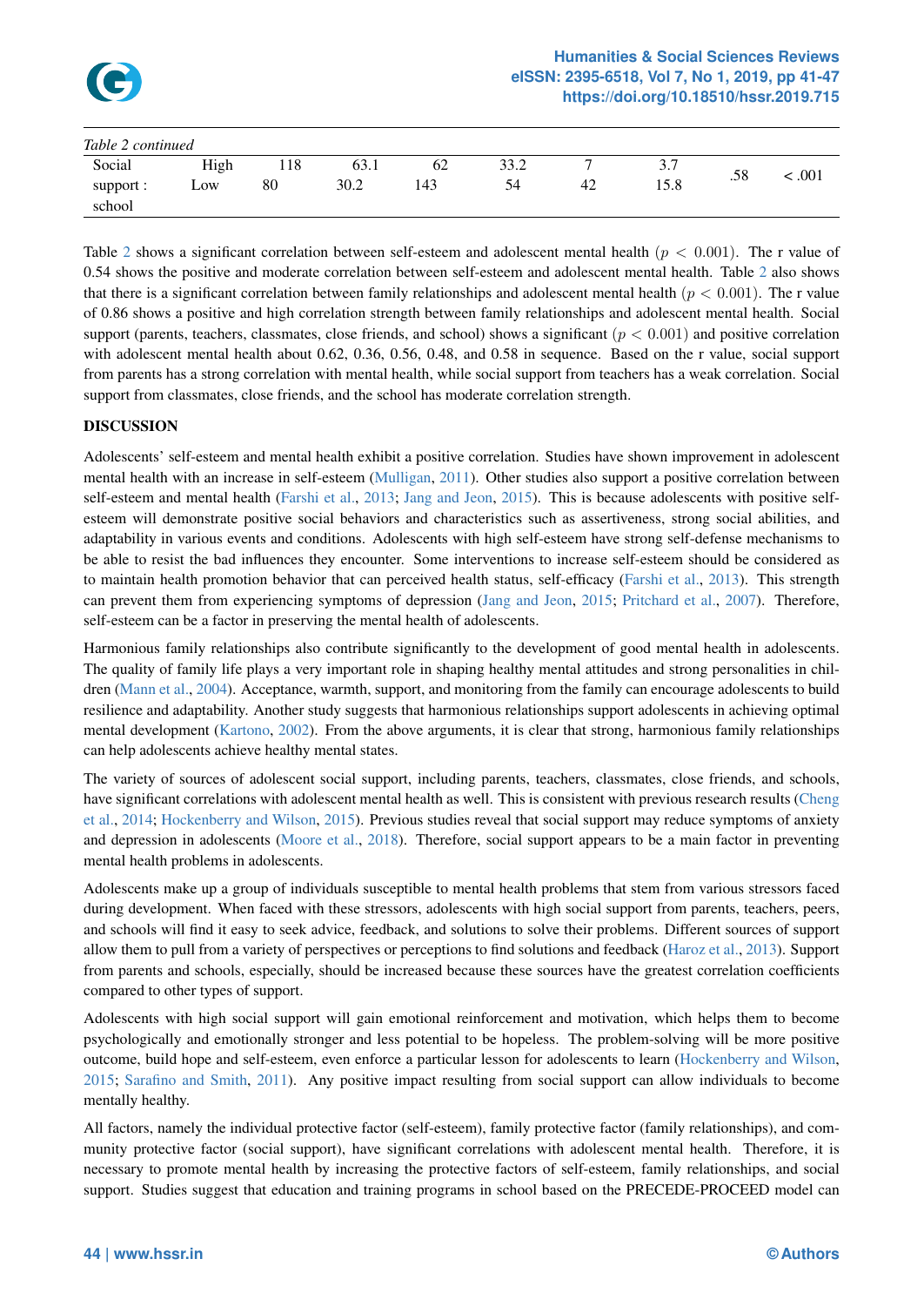*Table 2 continued*

| | | | | | | | | | |
|---|---|---|---|---|---|---|---|---|---|
| Social support : school | High | 118 | 63.1 | 62 | 33.2 | 7 | 3.7 | .58 | < .001 |
| | Low | 80 | 30.2 | 143 | 54 | 42 | 15.8 | | |

Table 2 shows a significant correlation between self-esteem and adolescent mental health ($p < 0.001$). The r value of 0.54 shows the positive and moderate correlation between self-esteem and adolescent mental health. Table 2 also shows that there is a significant correlation between family relationships and adolescent mental health ($p < 0.001$). The r value of 0.86 shows a positive and high correlation strength between family relationships and adolescent mental health. Social support (parents, teachers, classmates, close friends, and school) shows a significant ($p < 0.001$) and positive correlation with adolescent mental health about 0.62, 0.36, 0.56, 0.48, and 0.58 in sequence. Based on the r value, social support from parents has a strong correlation with mental health, while social support from teachers has a weak correlation. Social support from classmates, close friends, and the school has moderate correlation strength.

## DISCUSSION

Adolescents' self-esteem and mental health exhibit a positive correlation. Studies have shown improvement in adolescent mental health with an increase in self-esteem (Mulligan, 2011). Other studies also support a positive correlation between self-esteem and mental health (Farshi et al., 2013; Jang and Jeon, 2015). This is because adolescents with positive self-esteem will demonstrate positive social behaviors and characteristics such as assertiveness, strong social abilities, and adaptability in various events and conditions. Adolescents with high self-esteem have strong self-defense mechanisms to be able to resist the bad influences they encounter. Some interventions to increase self-esteem should be considered as to maintain health promotion behavior that can perceived health status, self-efficacy (Farshi et al., 2013). This strength can prevent them from experiencing symptoms of depression (Jang and Jeon, 2015; Pritchard et al., 2007). Therefore, self-esteem can be a factor in preserving the mental health of adolescents.

Harmonious family relationships also contribute significantly to the development of good mental health in adolescents. The quality of family life plays a very important role in shaping healthy mental attitudes and strong personalities in children (Mann et al., 2004). Acceptance, warmth, support, and monitoring from the family can encourage adolescents to build resilience and adaptability. Another study suggests that harmonious relationships support adolescents in achieving optimal mental development (Kartono, 2002). From the above arguments, it is clear that strong, harmonious family relationships can help adolescents achieve healthy mental states.

The variety of sources of adolescent social support, including parents, teachers, classmates, close friends, and schools, have significant correlations with adolescent mental health as well. This is consistent with previous research results (Cheng et al., 2014; Hockenberry and Wilson, 2015). Previous studies reveal that social support may reduce symptoms of anxiety and depression in adolescents (Moore et al., 2018). Therefore, social support appears to be a main factor in preventing mental health problems in adolescents.

Adolescents make up a group of individuals susceptible to mental health problems that stem from various stressors faced during development. When faced with these stressors, adolescents with high social support from parents, teachers, peers, and schools will find it easy to seek advice, feedback, and solutions to solve their problems. Different sources of support allow them to pull from a variety of perspectives or perceptions to find solutions and feedback (Haroz et al., 2013). Support from parents and schools, especially, should be increased because these sources have the greatest correlation coefficients compared to other types of support.

Adolescents with high social support will gain emotional reinforcement and motivation, which helps them to become psychologically and emotionally stronger and less potential to be hopeless. The problem-solving will be more positive outcome, build hope and self-esteem, even enforce a particular lesson for adolescents to learn (Hockenberry and Wilson, 2015; Sarafino and Smith, 2011). Any positive impact resulting from social support can allow individuals to become mentally healthy.

All factors, namely the individual protective factor (self-esteem), family protective factor (family relationships), and community protective factor (social support), have significant correlations with adolescent mental health. Therefore, it is necessary to promote mental health by increasing the protective factors of self-esteem, family relationships, and social support. Studies suggest that education and training programs in school based on the PRECEDE-PROCEED model can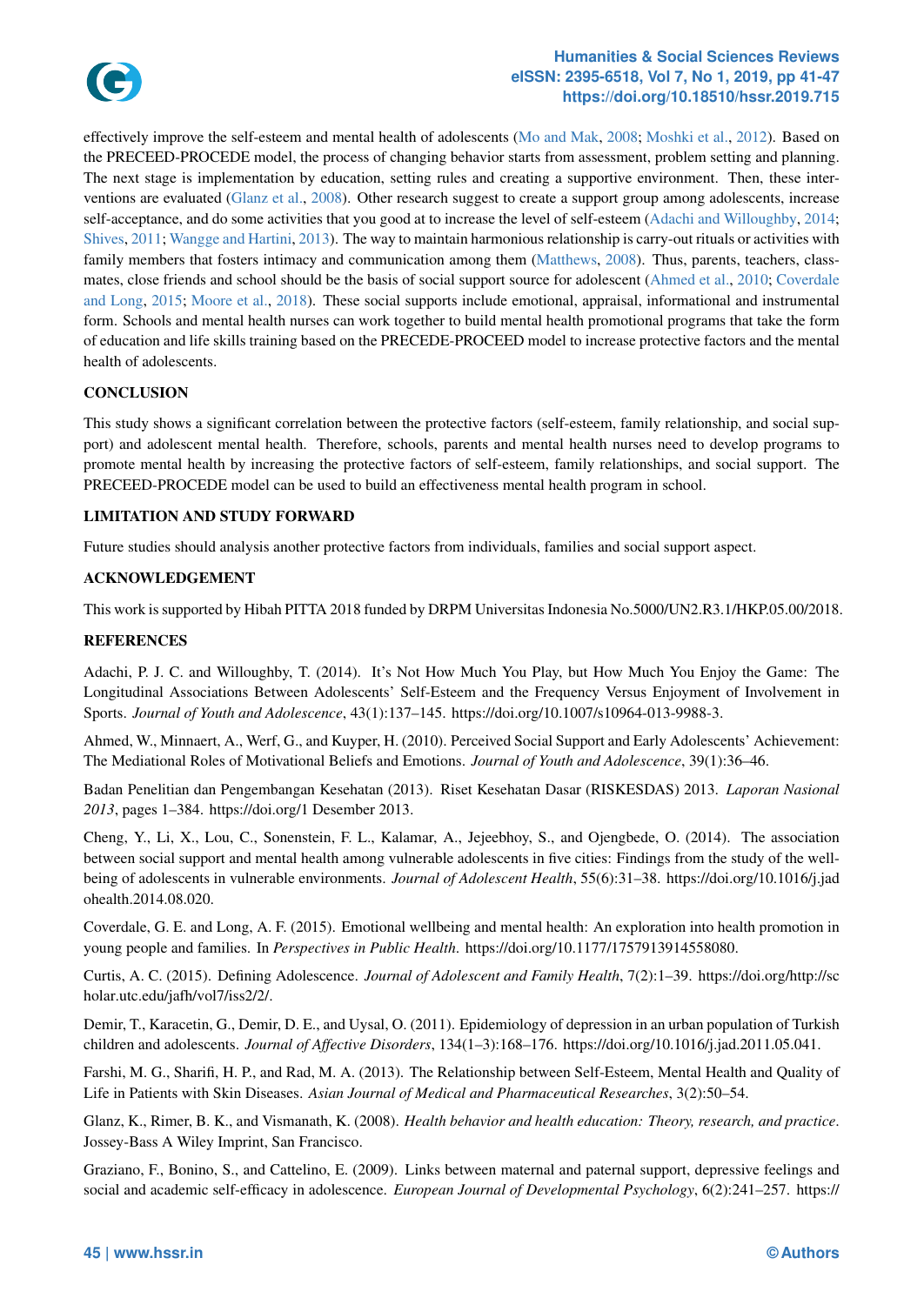effectively improve the self-esteem and mental health of adolescents (Mo and Mak, 2008; Moshki et al., 2012). Based on the PRECEED-PROCEDE model, the process of changing behavior starts from assessment, problem setting and planning. The next stage is implementation by education, setting rules and creating a supportive environment. Then, these interventions are evaluated (Glanz et al., 2008). Other research suggest to create a support group among adolescents, increase self-acceptance, and do some activities that you good at to increase the level of self-esteem (Adachi and Willoughby, 2014; Shives, 2011; Wangge and Hartini, 2013). The way to maintain harmonious relationship is carry-out rituals or activities with family members that fosters intimacy and communication among them (Matthews, 2008). Thus, parents, teachers, classmates, close friends and school should be the basis of social support source for adolescent (Ahmed et al., 2010; Coverdale and Long, 2015; Moore et al., 2018). These social supports include emotional, appraisal, informational and instrumental form. Schools and mental health nurses can work together to build mental health promotional programs that take the form of education and life skills training based on the PRECEDE-PROCEED model to increase protective factors and the mental health of adolescents.

## CONCLUSION

This study shows a significant correlation between the protective factors (self-esteem, family relationship, and social support) and adolescent mental health. Therefore, schools, parents and mental health nurses need to develop programs to promote mental health by increasing the protective factors of self-esteem, family relationships, and social support. The PRECEED-PROCEDE model can be used to build an effectiveness mental health program in school.

## LIMITATION AND STUDY FORWARD

Future studies should analysis another protective factors from individuals, families and social support aspect.

## ACKNOWLEDGEMENT

This work is supported by Hibah PITTA 2018 funded by DRPM Universitas Indonesia No.5000/UN2.R3.1/HKP.05.00/2018.

## REFERENCES

Adachi, P. J. C. and Willoughby, T. (2014). It's Not How Much You Play, but How Much You Enjoy the Game: The Longitudinal Associations Between Adolescents' Self-Esteem and the Frequency Versus Enjoyment of Involvement in Sports. *Journal of Youth and Adolescence*, 43(1):137–145. https://doi.org/10.1007/s10964-013-9988-3.

Ahmed, W., Minnaert, A., Werf, G., and Kuyper, H. (2010). Perceived Social Support and Early Adolescents' Achievement: The Mediational Roles of Motivational Beliefs and Emotions. *Journal of Youth and Adolescence*, 39(1):36–46.

Badan Penelitian dan Pengembangan Kesehatan (2013). Riset Kesehatan Dasar (RISKESDAS) 2013. *Laporan Nasional 2013*, pages 1–384. https://doi.org/1 Desember 2013.

Cheng, Y., Li, X., Lou, C., Sonenstein, F. L., Kalamar, A., Jejeebhoy, S., and Ojengbede, O. (2014). The association between social support and mental health among vulnerable adolescents in five cities: Findings from the study of the well-being of adolescents in vulnerable environments. *Journal of Adolescent Health*, 55(6):31–38. https://doi.org/10.1016/j.jadohealth.2014.08.020.

Coverdale, G. E. and Long, A. F. (2015). Emotional wellbeing and mental health: An exploration into health promotion in young people and families. In *Perspectives in Public Health*. https://doi.org/10.1177/1757913914558080.

Curtis, A. C. (2015). Defining Adolescence. *Journal of Adolescent and Family Health*, 7(2):1–39. https://doi.org/http://scholar.utc.edu/jafh/vol7/iss2/2/.

Demir, T., Karacetin, G., Demir, D. E., and Uysal, O. (2011). Epidemiology of depression in an urban population of Turkish children and adolescents. *Journal of Affective Disorders*, 134(1–3):168–176. https://doi.org/10.1016/j.jad.2011.05.041.

Farshi, M. G., Sharifi, H. P., and Rad, M. A. (2013). The Relationship between Self-Esteem, Mental Health and Quality of Life in Patients with Skin Diseases. *Asian Journal of Medical and Pharmaceutical Researches*, 3(2):50–54.

Glanz, K., Rimer, B. K., and Vismanath, K. (2008). *Health behavior and health education: Theory, research, and practice*. Jossey-Bass A Wiley Imprint, San Francisco.

Graziano, F., Bonino, S., and Cattelino, E. (2009). Links between maternal and paternal support, depressive feelings and social and academic self-efficacy in adolescence. *European Journal of Developmental Psychology*, 6(2):241–257. https://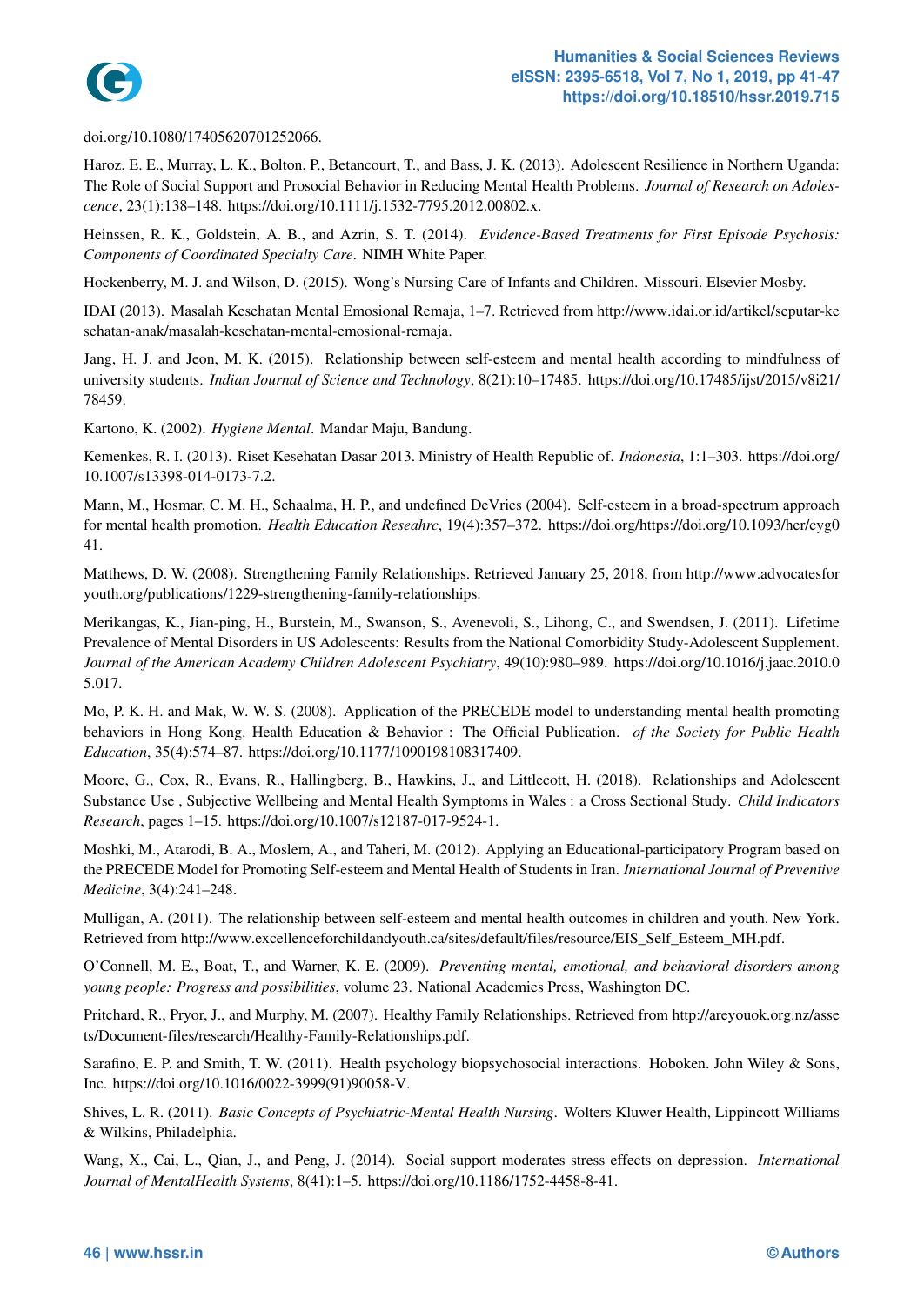doi.org/10.1080/17405620701252066.

Haroz, E. E., Murray, L. K., Bolton, P., Betancourt, T., and Bass, J. K. (2013). Adolescent Resilience in Northern Uganda: The Role of Social Support and Prosocial Behavior in Reducing Mental Health Problems. *Journal of Research on Adolescence*, 23(1):138–148. https://doi.org/10.1111/j.1532-7795.2012.00802.x.

Heinssen, R. K., Goldstein, A. B., and Azrin, S. T. (2014). *Evidence-Based Treatments for First Episode Psychosis: Components of Coordinated Specialty Care*. NIMH White Paper.

Hockenberry, M. J. and Wilson, D. (2015). Wong's Nursing Care of Infants and Children. Missouri. Elsevier Mosby.

IDAI (2013). Masalah Kesehatan Mental Emosional Remaja, 1–7. Retrieved from http://www.idai.or.id/artikel/seputar-kesehatan-anak/masalah-kesehatan-mental-emosional-remaja.

Jang, H. J. and Jeon, M. K. (2015). Relationship between self-esteem and mental health according to mindfulness of university students. *Indian Journal of Science and Technology*, 8(21):10–17485. https://doi.org/10.17485/ijst/2015/v8i21/78459.

Kartono, K. (2002). *Hygiene Mental*. Mandar Maju, Bandung.

Kemenkes, R. I. (2013). Riset Kesehatan Dasar 2013. Ministry of Health Republic of. *Indonesia*, 1:1–303. https://doi.org/10.1007/s13398-014-0173-7.2.

Mann, M., Hosmar, C. M. H., Schaalma, H. P., and undefined DeVries (2004). Self-esteem in a broad-spectrum approach for mental health promotion. *Health Education Reseahrc*, 19(4):357–372. https://doi.org/https://doi.org/10.1093/her/cyg041.

Matthews, D. W. (2008). Strengthening Family Relationships. Retrieved January 25, 2018, from http://www.advocatesforyouth.org/publications/1229-strengthening-family-relationships.

Merikangas, K., Jian-ping, H., Burstein, M., Swanson, S., Avenevoli, S., Lihong, C., and Swendsen, J. (2011). Lifetime Prevalence of Mental Disorders in US Adolescents: Results from the National Comorbidity Study-Adolescent Supplement. *Journal of the American Academy Children Adolescent Psychiatry*, 49(10):980–989. https://doi.org/10.1016/j.jaac.2010.05.017.

Mo, P. K. H. and Mak, W. W. S. (2008). Application of the PRECEDE model to understanding mental health promoting behaviors in Hong Kong. Health Education & Behavior : The Official Publication. *of the Society for Public Health Education*, 35(4):574–87. https://doi.org/10.1177/1090198108317409.

Moore, G., Cox, R., Evans, R., Hallingberg, B., Hawkins, J., and Littlecott, H. (2018). Relationships and Adolescent Substance Use , Subjective Wellbeing and Mental Health Symptoms in Wales : a Cross Sectional Study. *Child Indicators Research*, pages 1–15. https://doi.org/10.1007/s12187-017-9524-1.

Moshki, M., Atarodi, B. A., Moslem, A., and Taheri, M. (2012). Applying an Educational-participatory Program based on the PRECEDE Model for Promoting Self-esteem and Mental Health of Students in Iran. *International Journal of Preventive Medicine*, 3(4):241–248.

Mulligan, A. (2011). The relationship between self-esteem and mental health outcomes in children and youth. New York. Retrieved from http://www.excellenceforchildandyouth.ca/sites/default/files/resource/EIS_Self_Esteem_MH.pdf.

O'Connell, M. E., Boat, T., and Warner, K. E. (2009). *Preventing mental, emotional, and behavioral disorders among young people: Progress and possibilities*, volume 23. National Academies Press, Washington DC.

Pritchard, R., Pryor, J., and Murphy, M. (2007). Healthy Family Relationships. Retrieved from http://areyouok.org.nz/assets/Document-files/research/Healthy-Family-Relationships.pdf.

Sarafino, E. P. and Smith, T. W. (2011). Health psychology biopsychosocial interactions. Hoboken. John Wiley & Sons, Inc. https://doi.org/10.1016/0022-3999(91)90058-V.

Shives, L. R. (2011). *Basic Concepts of Psychiatric-Mental Health Nursing*. Wolters Kluwer Health, Lippincott Williams & Wilkins, Philadelphia.

Wang, X., Cai, L., Qian, J., and Peng, J. (2014). Social support moderates stress effects on depression. *International Journal of MentalHealth Systems*, 8(41):1–5. https://doi.org/10.1186/1752-4458-8-41.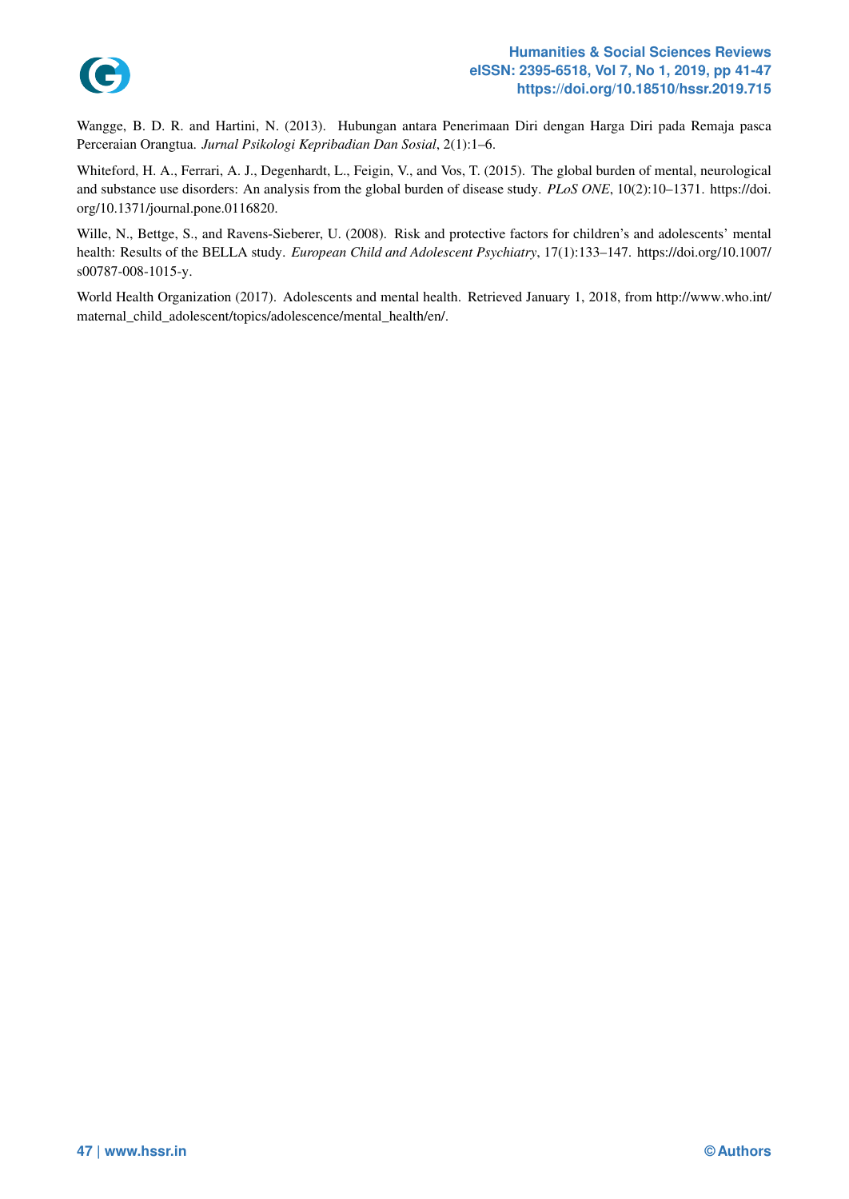Wangge, B. D. R. and Hartini, N. (2013). Hubungan antara Penerimaan Diri dengan Harga Diri pada Remaja pasca Perceraian Orangtua. *Jurnal Psikologi Kepribadian Dan Sosial*, 2(1):1–6.

Whiteford, H. A., Ferrari, A. J., Degenhardt, L., Feigin, V., and Vos, T. (2015). The global burden of mental, neurological and substance use disorders: An analysis from the global burden of disease study. *PLoS ONE*, 10(2):10–1371. https://doi.org/10.1371/journal.pone.0116820.

Wille, N., Bettge, S., and Ravens-Sieberer, U. (2008). Risk and protective factors for children's and adolescents' mental health: Results of the BELLA study. *European Child and Adolescent Psychiatry*, 17(1):133–147. https://doi.org/10.1007/s00787-008-1015-y.

World Health Organization (2017). Adolescents and mental health. Retrieved January 1, 2018, from http://www.who.int/maternal_child_adolescent/topics/adolescence/mental_health/en/.